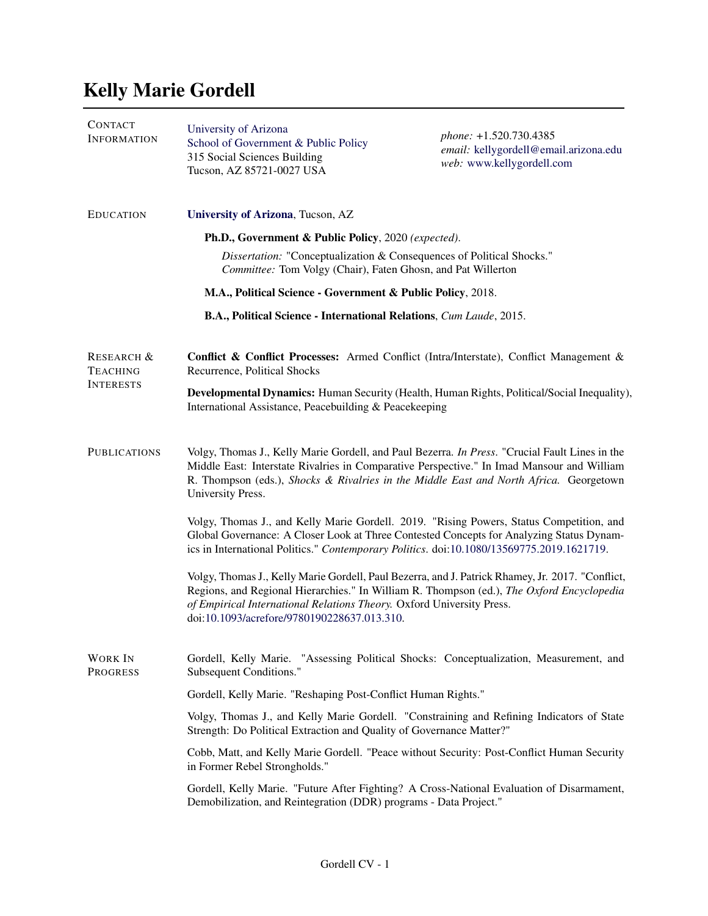# Kelly Marie Gordell

## Contact Information

University of Arizona
School of Government & Public Policy
315 Social Sciences Building
Tucson, AZ 85721-0027 USA

*phone:* +1.520.730.4385
*email:* kellygordell@email.arizona.edu
*web:* www.kellygordell.com

## Education

**University of Arizona**, Tucson, AZ

**Ph.D., Government & Public Policy**, 2020 *(expected)*.

*Dissertation:* "Conceptualization & Consequences of Political Shocks."
*Committee:* Tom Volgy (Chair), Faten Ghosn, and Pat Willerton

**M.A., Political Science - Government & Public Policy**, 2018.

**B.A., Political Science - International Relations**, *Cum Laude*, 2015.

## Research & Teaching Interests

**Conflict & Conflict Processes:** Armed Conflict (Intra/Interstate), Conflict Management & Recurrence, Political Shocks

**Developmental Dynamics:** Human Security (Health, Human Rights, Political/Social Inequality), International Assistance, Peacebuilding & Peacekeeping

## Publications

Volgy, Thomas J., Kelly Marie Gordell, and Paul Bezerra. *In Press.* "Crucial Fault Lines in the Middle East: Interstate Rivalries in Comparative Perspective." In Imad Mansour and William R. Thompson (eds.), *Shocks & Rivalries in the Middle East and North Africa.* Georgetown University Press.

Volgy, Thomas J., and Kelly Marie Gordell. 2019. "Rising Powers, Status Competition, and Global Governance: A Closer Look at Three Contested Concepts for Analyzing Status Dynamics in International Politics." *Contemporary Politics*. doi:10.1080/13569775.2019.1621719.

Volgy, Thomas J., Kelly Marie Gordell, Paul Bezerra, and J. Patrick Rhamey, Jr. 2017. "Conflict, Regions, and Regional Hierarchies." In William R. Thompson (ed.), *The Oxford Encyclopedia of Empirical International Relations Theory.* Oxford University Press. doi:10.1093/acrefore/9780190228637.013.310.

## Work In Progress

Gordell, Kelly Marie. "Assessing Political Shocks: Conceptualization, Measurement, and Subsequent Conditions."

Gordell, Kelly Marie. "Reshaping Post-Conflict Human Rights."

Volgy, Thomas J., and Kelly Marie Gordell. "Constraining and Refining Indicators of State Strength: Do Political Extraction and Quality of Governance Matter?"

Cobb, Matt, and Kelly Marie Gordell. "Peace without Security: Post-Conflict Human Security in Former Rebel Strongholds."

Gordell, Kelly Marie. "Future After Fighting? A Cross-National Evaluation of Disarmament, Demobilization, and Reintegration (DDR) programs - Data Project."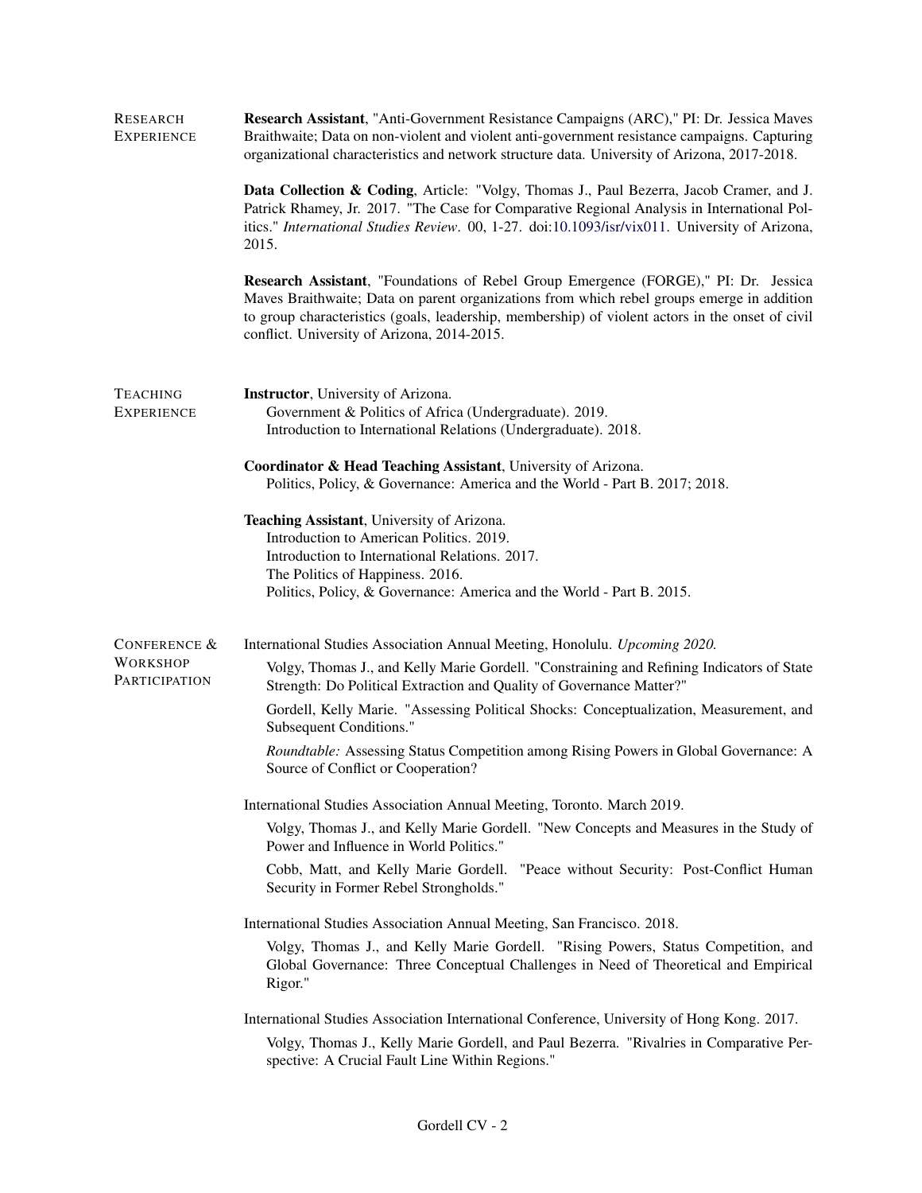## Research Experience

**Research Assistant**, "Anti-Government Resistance Campaigns (ARC)," PI: Dr. Jessica Maves Braithwaite; Data on non-violent and violent anti-government resistance campaigns. Capturing organizational characteristics and network structure data. University of Arizona, 2017-2018.

**Data Collection & Coding**, Article: "Volgy, Thomas J., Paul Bezerra, Jacob Cramer, and J. Patrick Rhamey, Jr. 2017. "The Case for Comparative Regional Analysis in International Politics." *International Studies Review*. 00, 1-27. doi:10.1093/isr/vix011. University of Arizona, 2015.

**Research Assistant**, "Foundations of Rebel Group Emergence (FORGE)," PI: Dr. Jessica Maves Braithwaite; Data on parent organizations from which rebel groups emerge in addition to group characteristics (goals, leadership, membership) of violent actors in the onset of civil conflict. University of Arizona, 2014-2015.

## Teaching Experience

**Instructor**, University of Arizona.
- Government & Politics of Africa (Undergraduate). 2019.
- Introduction to International Relations (Undergraduate). 2018.

**Coordinator & Head Teaching Assistant**, University of Arizona.
- Politics, Policy, & Governance: America and the World - Part B. 2017; 2018.

**Teaching Assistant**, University of Arizona.
- Introduction to American Politics. 2019.
- Introduction to International Relations. 2017.
- The Politics of Happiness. 2016.
- Politics, Policy, & Governance: America and the World - Part B. 2015.

## Conference & Workshop Participation

International Studies Association Annual Meeting, Honolulu. *Upcoming 2020.*

- Volgy, Thomas J., and Kelly Marie Gordell. "Constraining and Refining Indicators of State Strength: Do Political Extraction and Quality of Governance Matter?"
- Gordell, Kelly Marie. "Assessing Political Shocks: Conceptualization, Measurement, and Subsequent Conditions."
- *Roundtable:* Assessing Status Competition among Rising Powers in Global Governance: A Source of Conflict or Cooperation?

International Studies Association Annual Meeting, Toronto. March 2019.

- Volgy, Thomas J., and Kelly Marie Gordell. "New Concepts and Measures in the Study of Power and Influence in World Politics."
- Cobb, Matt, and Kelly Marie Gordell. "Peace without Security: Post-Conflict Human Security in Former Rebel Strongholds."

International Studies Association Annual Meeting, San Francisco. 2018.

- Volgy, Thomas J., and Kelly Marie Gordell. "Rising Powers, Status Competition, and Global Governance: Three Conceptual Challenges in Need of Theoretical and Empirical Rigor."

International Studies Association International Conference, University of Hong Kong. 2017.

- Volgy, Thomas J., Kelly Marie Gordell, and Paul Bezerra. "Rivalries in Comparative Perspective: A Crucial Fault Line Within Regions."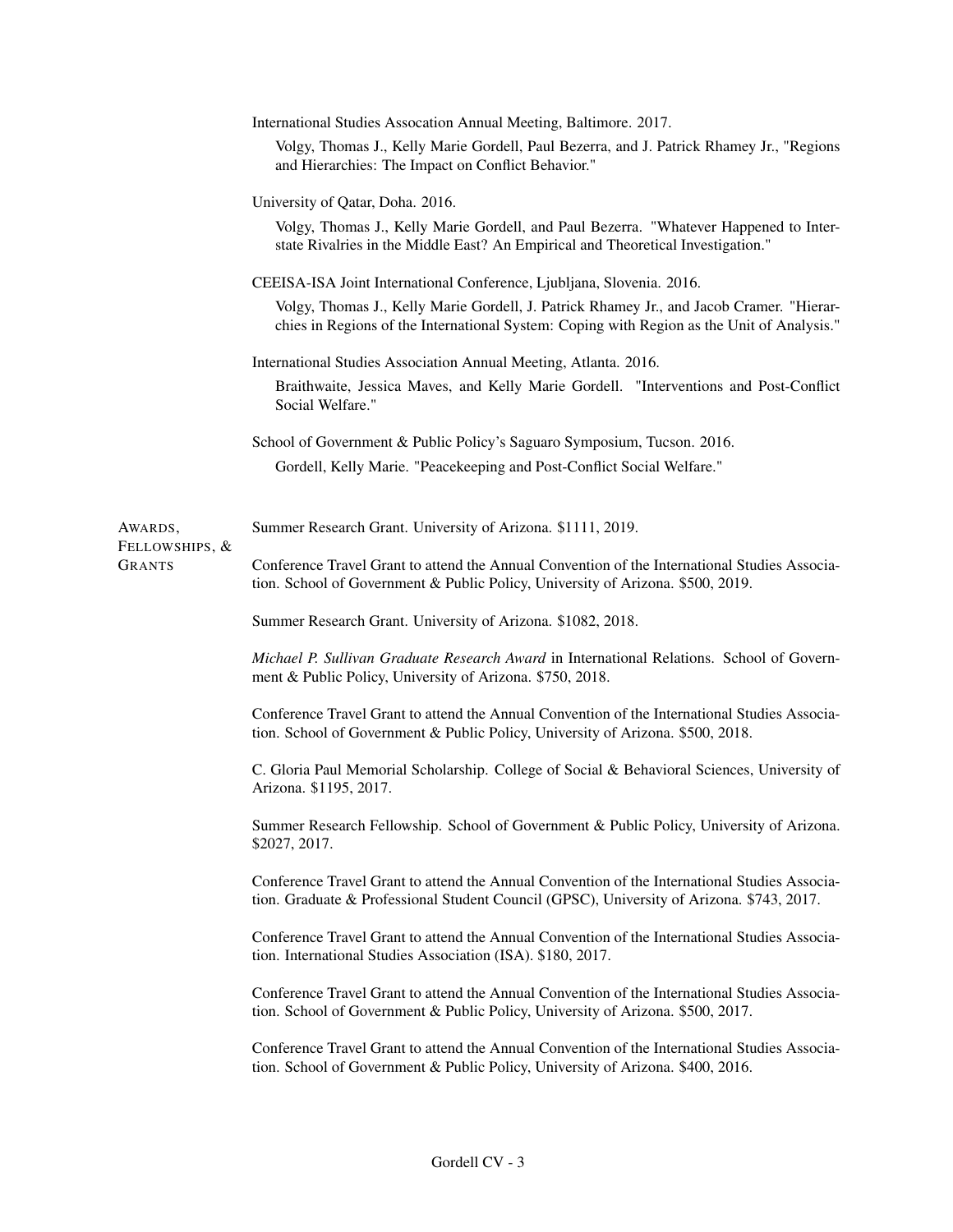International Studies Assocation Annual Meeting, Baltimore. 2017.

Volgy, Thomas J., Kelly Marie Gordell, Paul Bezerra, and J. Patrick Rhamey Jr., "Regions and Hierarchies: The Impact on Conflict Behavior."

University of Qatar, Doha. 2016.

Volgy, Thomas J., Kelly Marie Gordell, and Paul Bezerra. "Whatever Happened to Interstate Rivalries in the Middle East? An Empirical and Theoretical Investigation."

CEEISA-ISA Joint International Conference, Ljubljana, Slovenia. 2016.

Volgy, Thomas J., Kelly Marie Gordell, J. Patrick Rhamey Jr., and Jacob Cramer. "Hierarchies in Regions of the International System: Coping with Region as the Unit of Analysis."

International Studies Association Annual Meeting, Atlanta. 2016.

Braithwaite, Jessica Maves, and Kelly Marie Gordell. "Interventions and Post-Conflict Social Welfare."

School of Government & Public Policy's Saguaro Symposium, Tucson. 2016.

Gordell, Kelly Marie. "Peacekeeping and Post-Conflict Social Welfare."

## Awards, Fellowships, & Grants

Summer Research Grant. University of Arizona. $1111, 2019.

Conference Travel Grant to attend the Annual Convention of the International Studies Association. School of Government & Public Policy, University of Arizona. $500, 2019.

Summer Research Grant. University of Arizona. $1082, 2018.

*Michael P. Sullivan Graduate Research Award* in International Relations. School of Government & Public Policy, University of Arizona. $750, 2018.

Conference Travel Grant to attend the Annual Convention of the International Studies Association. School of Government & Public Policy, University of Arizona. $500, 2018.

C. Gloria Paul Memorial Scholarship. College of Social & Behavioral Sciences, University of Arizona. $1195, 2017.

Summer Research Fellowship. School of Government & Public Policy, University of Arizona. $2027, 2017.

Conference Travel Grant to attend the Annual Convention of the International Studies Association. Graduate & Professional Student Council (GPSC), University of Arizona. $743, 2017.

Conference Travel Grant to attend the Annual Convention of the International Studies Association. International Studies Association (ISA). $180, 2017.

Conference Travel Grant to attend the Annual Convention of the International Studies Association. School of Government & Public Policy, University of Arizona. $500, 2017.

Conference Travel Grant to attend the Annual Convention of the International Studies Association. School of Government & Public Policy, University of Arizona. $400, 2016.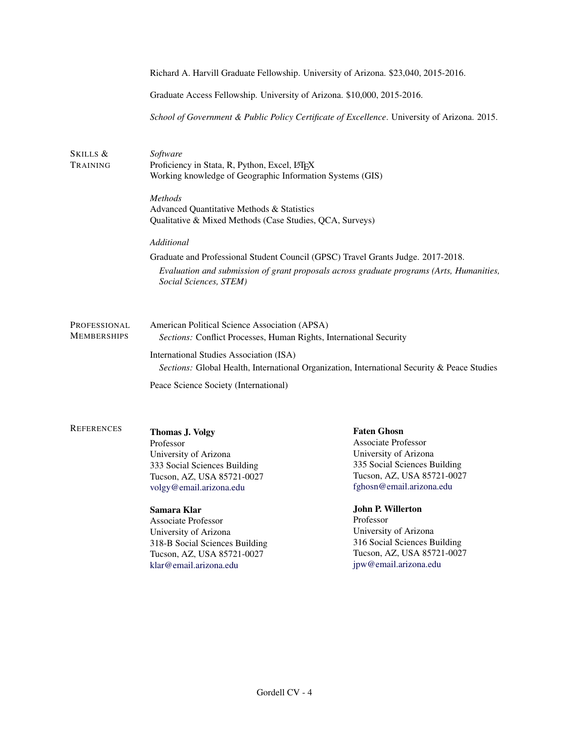Richard A. Harvill Graduate Fellowship. University of Arizona. $23,040, 2015-2016.

Graduate Access Fellowship. University of Arizona. $10,000, 2015-2016.

*School of Government & Public Policy Certificate of Excellence*. University of Arizona. 2015.

## Skills & Training

*Software*
Proficiency in Stata, R, Python, Excel, LaTeX
Working knowledge of Geographic Information Systems (GIS)

*Methods*
Advanced Quantitative Methods & Statistics
Qualitative & Mixed Methods (Case Studies, QCA, Surveys)

*Additional*

Graduate and Professional Student Council (GPSC) Travel Grants Judge. 2017-2018.
*Evaluation and submission of grant proposals across graduate programs (Arts, Humanities, Social Sciences, STEM)*

## Professional Memberships

American Political Science Association (APSA)
*Sections:* Conflict Processes, Human Rights, International Security

International Studies Association (ISA)
*Sections:* Global Health, International Organization, International Security & Peace Studies

Peace Science Society (International)

## References

**Thomas J. Volgy**
Professor
University of Arizona
333 Social Sciences Building
Tucson, AZ, USA 85721-0027
volgy@email.arizona.edu

**Faten Ghosn**
Associate Professor
University of Arizona
335 Social Sciences Building
Tucson, AZ, USA 85721-0027
fghosn@email.arizona.edu

**Samara Klar**
Associate Professor
University of Arizona
318-B Social Sciences Building
Tucson, AZ, USA 85721-0027
klar@email.arizona.edu

**John P. Willerton**
Professor
University of Arizona
316 Social Sciences Building
Tucson, AZ, USA 85721-0027
jpw@email.arizona.edu